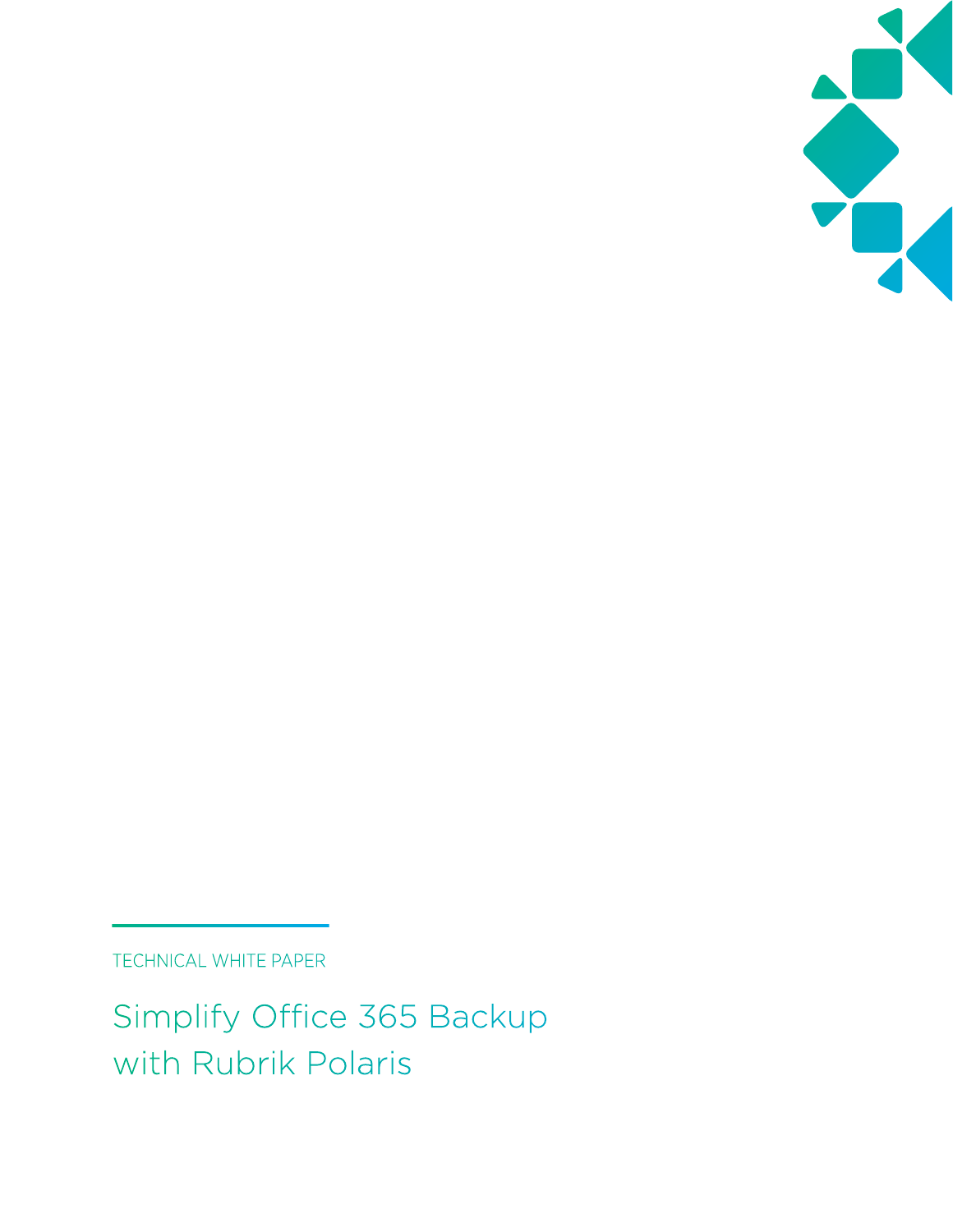TECHNICAL WHITE PAPER

# Simplify Office 365 Backup with Rubrik Polaris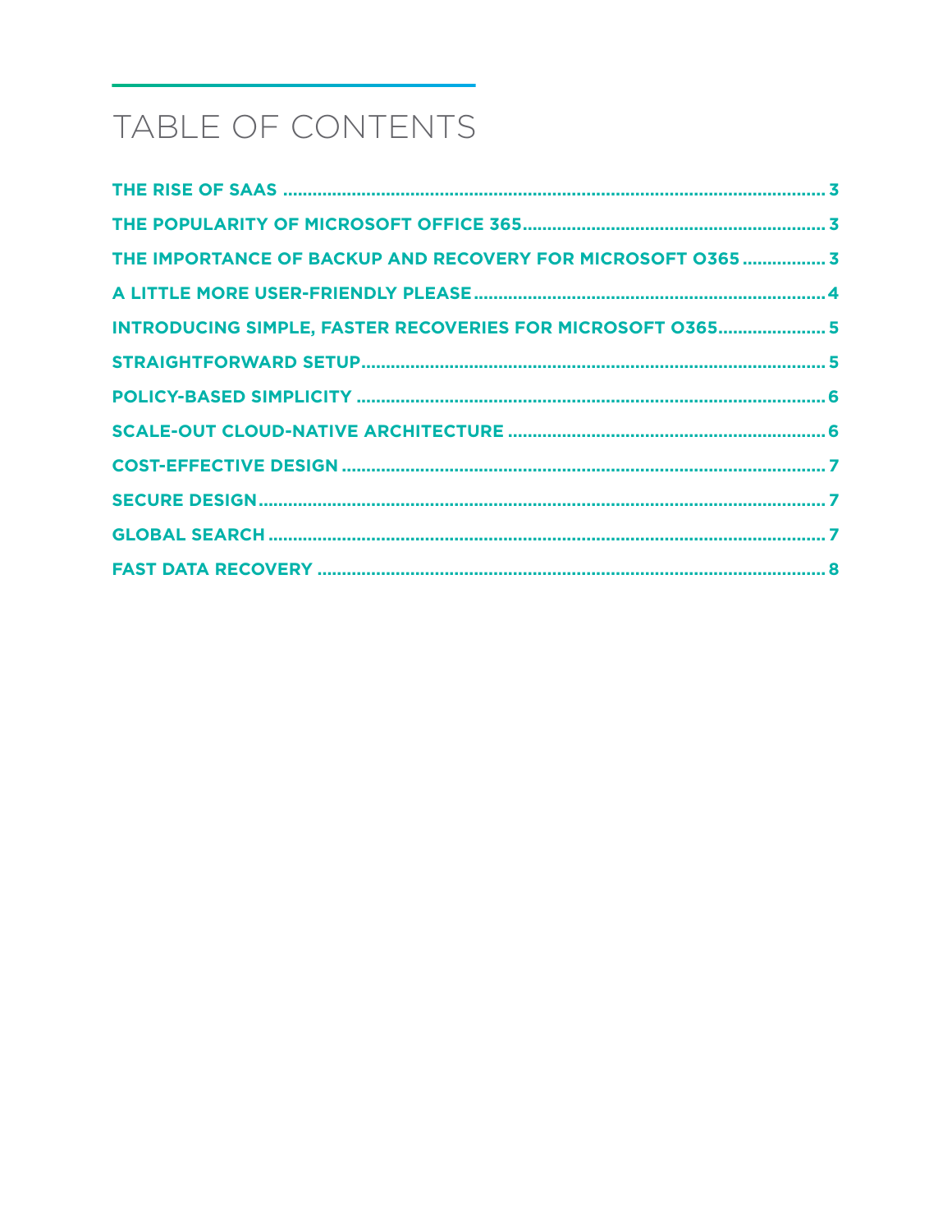# TABLE OF CONTENTS

**THE RISE OF SAAS** ............................................................................................................. **3**

**THE POPULARITY OF MICROSOFT OFFICE 365**............................................................ **3**

**THE IMPORTANCE OF BACKUP AND RECOVERY FOR MICROSOFT O365** ................. **3**

**A LITTLE MORE USER-FRIENDLY PLEASE**...................................................................... **4**

**INTRODUCING SIMPLE, FASTER RECOVERIES FOR MICROSOFT O365**...................... **5**

**STRAIGHTFORWARD SETUP**............................................................................................ **5**

**POLICY-BASED SIMPLICITY** ............................................................................................. **6**

**SCALE-OUT CLOUD-NATIVE ARCHITECTURE** ............................................................... **6**

**COST-EFFECTIVE DESIGN** ................................................................................................ **7**

**SECURE DESIGN**................................................................................................................. **7**

**GLOBAL SEARCH** ............................................................................................................... **7**

**FAST DATA RECOVERY** ..................................................................................................... **8**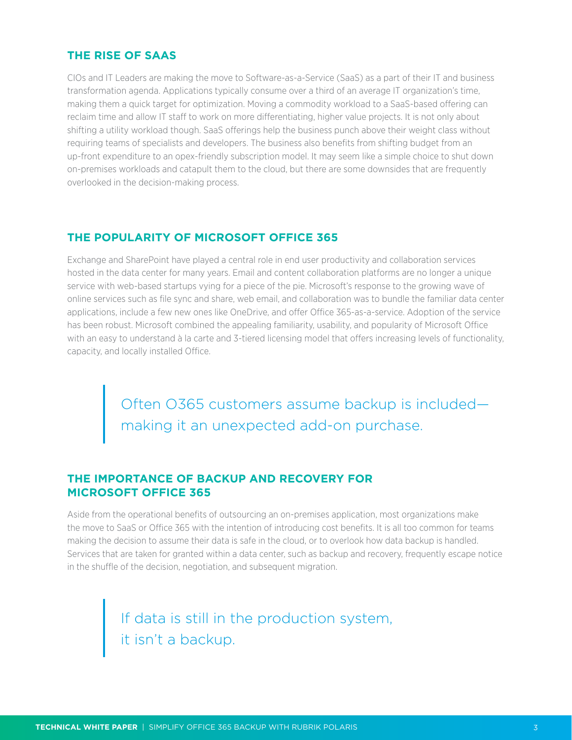## THE RISE OF SAAS

CIOs and IT Leaders are making the move to Software-as-a-Service (SaaS) as a part of their IT and business transformation agenda. Applications typically consume over a third of an average IT organization's time, making them a quick target for optimization. Moving a commodity workload to a SaaS-based offering can reclaim time and allow IT staff to work on more differentiating, higher value projects. It is not only about shifting a utility workload though. SaaS offerings help the business punch above their weight class without requiring teams of specialists and developers. The business also benefits from shifting budget from an up-front expenditure to an opex-friendly subscription model. It may seem like a simple choice to shut down on-premises workloads and catapult them to the cloud, but there are some downsides that are frequently overlooked in the decision-making process.

## THE POPULARITY OF MICROSOFT OFFICE 365

Exchange and SharePoint have played a central role in end user productivity and collaboration services hosted in the data center for many years. Email and content collaboration platforms are no longer a unique service with web-based startups vying for a piece of the pie. Microsoft's response to the growing wave of online services such as file sync and share, web email, and collaboration was to bundle the familiar data center applications, include a few new ones like OneDrive, and offer Office 365-as-a-service. Adoption of the service has been robust. Microsoft combined the appealing familiarity, usability, and popularity of Microsoft Office with an easy to understand à la carte and 3-tiered licensing model that offers increasing levels of functionality, capacity, and locally installed Office.

> Often O365 customers assume backup is included—making it an unexpected add-on purchase.

## THE IMPORTANCE OF BACKUP AND RECOVERY FOR MICROSOFT OFFICE 365

Aside from the operational benefits of outsourcing an on-premises application, most organizations make the move to SaaS or Office 365 with the intention of introducing cost benefits. It is all too common for teams making the decision to assume their data is safe in the cloud, or to overlook how data backup is handled. Services that are taken for granted within a data center, such as backup and recovery, frequently escape notice in the shuffle of the decision, negotiation, and subsequent migration.

> If data is still in the production system, it isn't a backup.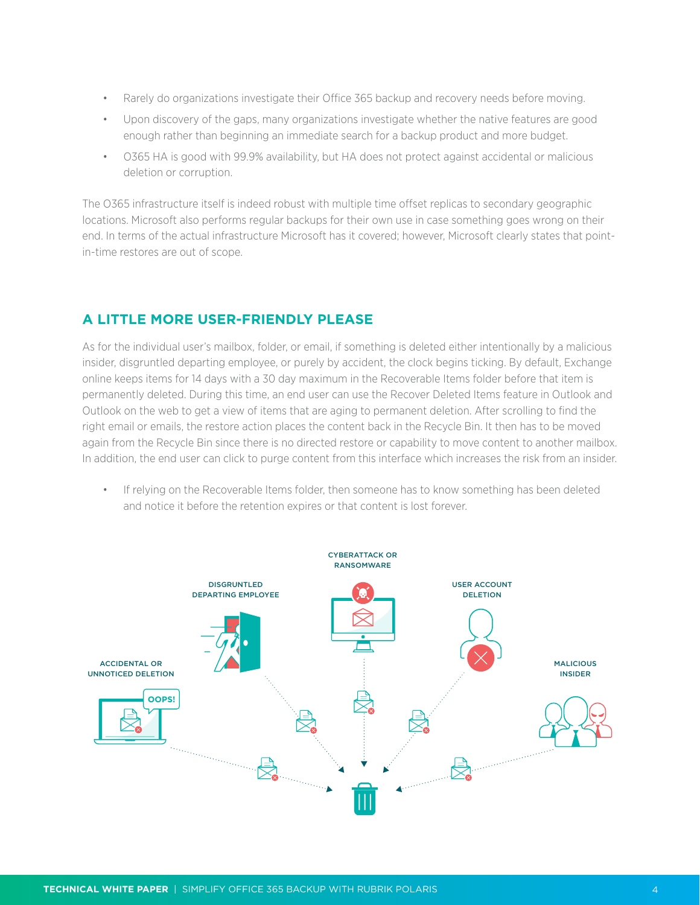- Rarely do organizations investigate their Office 365 backup and recovery needs before moving.
- Upon discovery of the gaps, many organizations investigate whether the native features are good enough rather than beginning an immediate search for a backup product and more budget.
- O365 HA is good with 99.9% availability, but HA does not protect against accidental or malicious deletion or corruption.

The O365 infrastructure itself is indeed robust with multiple time offset replicas to secondary geographic locations. Microsoft also performs regular backups for their own use in case something goes wrong on their end. In terms of the actual infrastructure Microsoft has it covered; however, Microsoft clearly states that point-in-time restores are out of scope.

## A LITTLE MORE USER-FRIENDLY PLEASE

As for the individual user's mailbox, folder, or email, if something is deleted either intentionally by a malicious insider, disgruntled departing employee, or purely by accident, the clock begins ticking. By default, Exchange online keeps items for 14 days with a 30 day maximum in the Recoverable Items folder before that item is permanently deleted. During this time, an end user can use the Recover Deleted Items feature in Outlook and Outlook on the web to get a view of items that are aging to permanent deletion. After scrolling to find the right email or emails, the restore action places the content back in the Recycle Bin. It then has to be moved again from the Recycle Bin since there is no directed restore or capability to move content to another mailbox. In addition, the end user can click to purge content from this interface which increases the risk from an insider.

- If relying on the Recoverable Items folder, then someone has to know something has been deleted and notice it before the retention expires or that content is lost forever.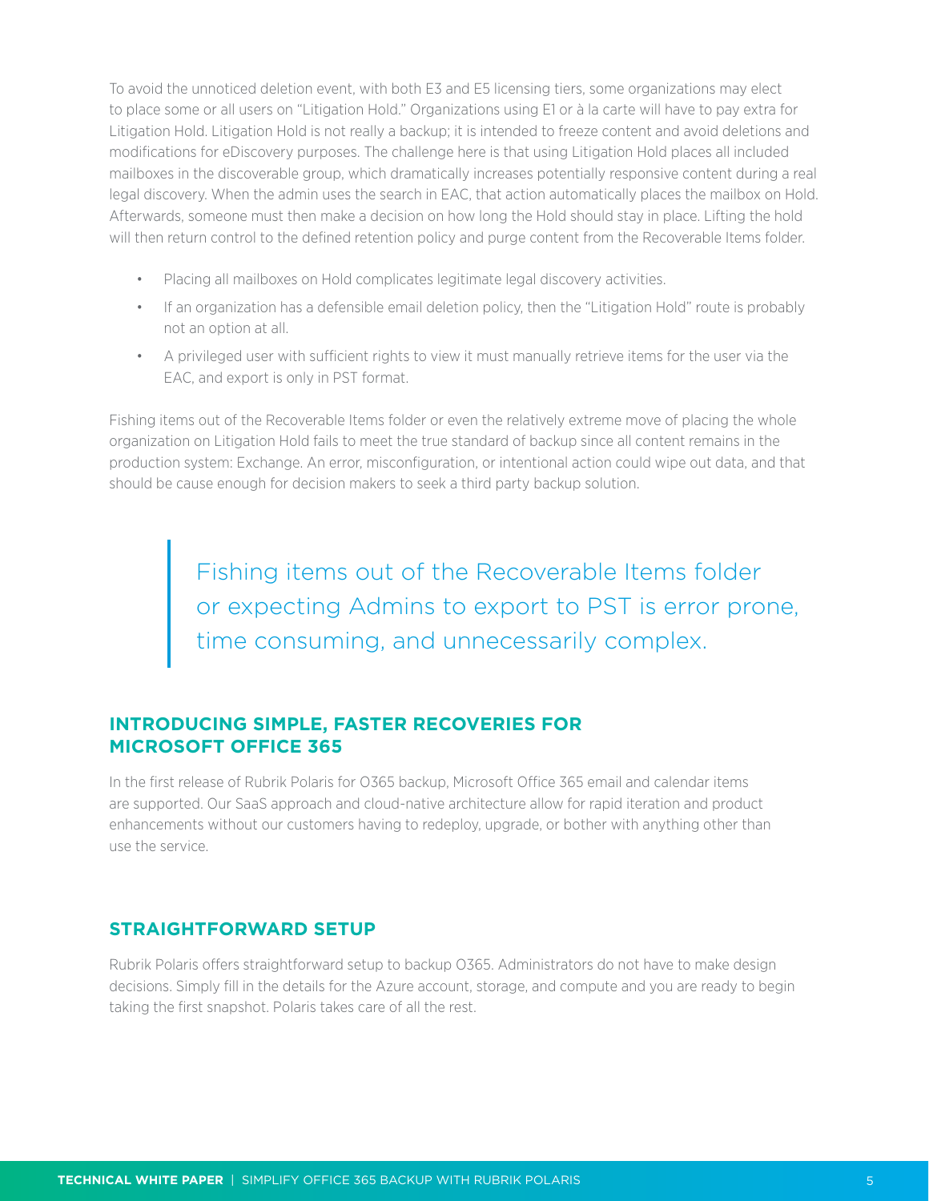To avoid the unnoticed deletion event, with both E3 and E5 licensing tiers, some organizations may elect to place some or all users on "Litigation Hold." Organizations using E1 or à la carte will have to pay extra for Litigation Hold. Litigation Hold is not really a backup; it is intended to freeze content and avoid deletions and modifications for eDiscovery purposes. The challenge here is that using Litigation Hold places all included mailboxes in the discoverable group, which dramatically increases potentially responsive content during a real legal discovery. When the admin uses the search in EAC, that action automatically places the mailbox on Hold. Afterwards, someone must then make a decision on how long the Hold should stay in place. Lifting the hold will then return control to the defined retention policy and purge content from the Recoverable Items folder.

- Placing all mailboxes on Hold complicates legitimate legal discovery activities.
- If an organization has a defensible email deletion policy, then the "Litigation Hold" route is probably not an option at all.
- A privileged user with sufficient rights to view it must manually retrieve items for the user via the EAC, and export is only in PST format.

Fishing items out of the Recoverable Items folder or even the relatively extreme move of placing the whole organization on Litigation Hold fails to meet the true standard of backup since all content remains in the production system: Exchange. An error, misconfiguration, or intentional action could wipe out data, and that should be cause enough for decision makers to seek a third party backup solution.

> Fishing items out of the Recoverable Items folder or expecting Admins to export to PST is error prone, time consuming, and unnecessarily complex.

## INTRODUCING SIMPLE, FASTER RECOVERIES FOR MICROSOFT OFFICE 365

In the first release of Rubrik Polaris for O365 backup, Microsoft Office 365 email and calendar items are supported. Our SaaS approach and cloud-native architecture allow for rapid iteration and product enhancements without our customers having to redeploy, upgrade, or bother with anything other than use the service.

## STRAIGHTFORWARD SETUP

Rubrik Polaris offers straightforward setup to backup O365. Administrators do not have to make design decisions. Simply fill in the details for the Azure account, storage, and compute and you are ready to begin taking the first snapshot. Polaris takes care of all the rest.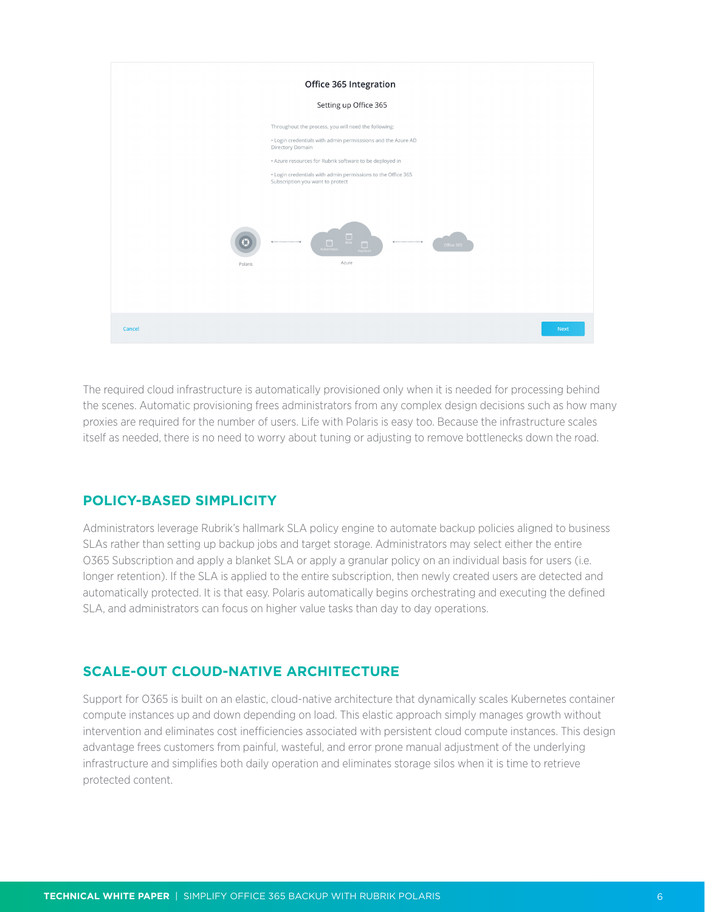Office 365 Integration

Setting up Office 365

Throughout the process, you will need the following:

- Login credentials with admin permisssions and the Azure AD Directory Domain
- Azure resources for Rubrik software to be deployed in
- Login credentials with admin permissions to the Office 365 Subscription you want to protect

Polaris | Azure | Office 365

Cancel | Next

The required cloud infrastructure is automatically provisioned only when it is needed for processing behind the scenes. Automatic provisioning frees administrators from any complex design decisions such as how many proxies are required for the number of users. Life with Polaris is easy too. Because the infrastructure scales itself as needed, there is no need to worry about tuning or adjusting to remove bottlenecks down the road.

## POLICY-BASED SIMPLICITY

Administrators leverage Rubrik's hallmark SLA policy engine to automate backup policies aligned to business SLAs rather than setting up backup jobs and target storage. Administrators may select either the entire O365 Subscription and apply a blanket SLA or apply a granular policy on an individual basis for users (i.e. longer retention). If the SLA is applied to the entire subscription, then newly created users are detected and automatically protected. It is that easy. Polaris automatically begins orchestrating and executing the defined SLA, and administrators can focus on higher value tasks than day to day operations.

## SCALE-OUT CLOUD-NATIVE ARCHITECTURE

Support for O365 is built on an elastic, cloud-native architecture that dynamically scales Kubernetes container compute instances up and down depending on load. This elastic approach simply manages growth without intervention and eliminates cost inefficiencies associated with persistent cloud compute instances. This design advantage frees customers from painful, wasteful, and error prone manual adjustment of the underlying infrastructure and simplifies both daily operation and eliminates storage silos when it is time to retrieve protected content.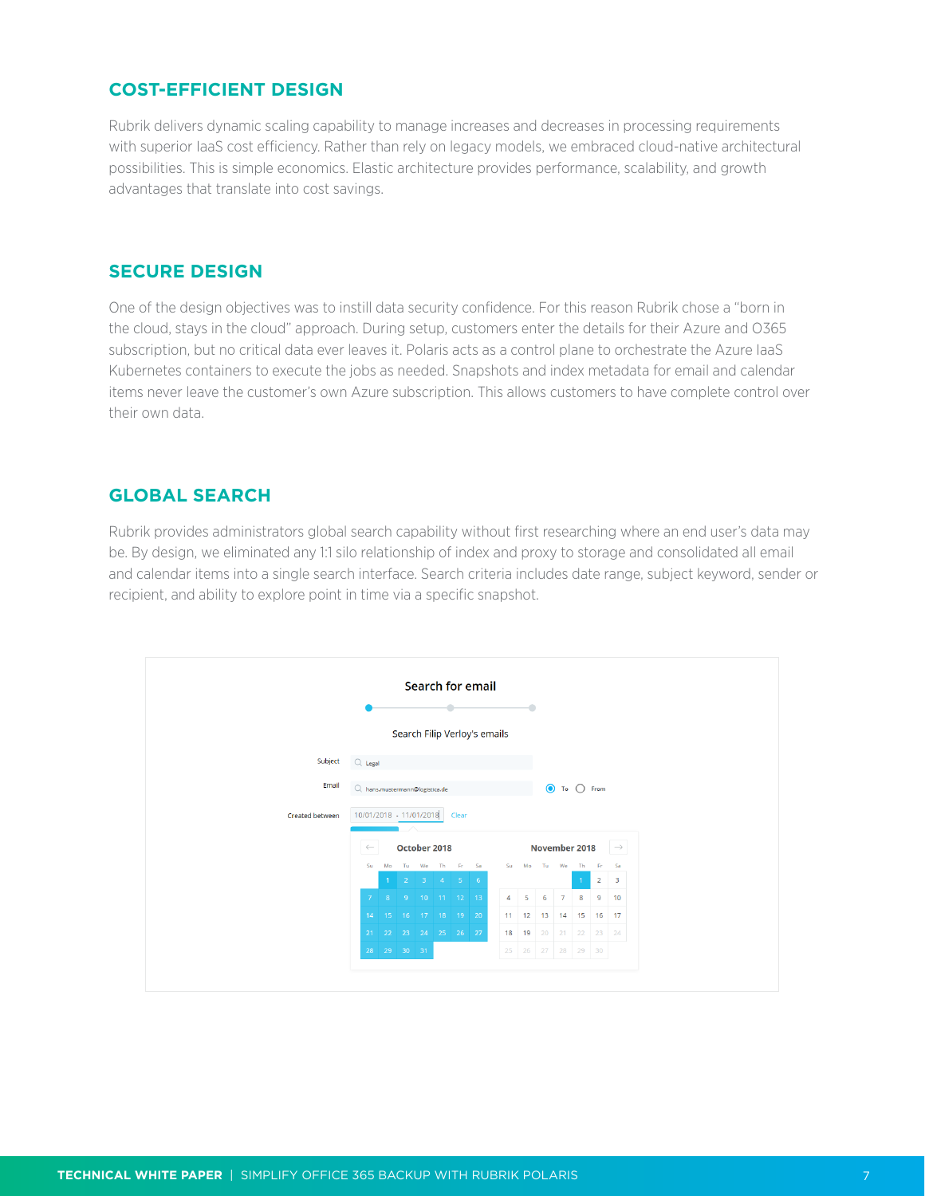## COST-EFFICIENT DESIGN

Rubrik delivers dynamic scaling capability to manage increases and decreases in processing requirements with superior IaaS cost efficiency. Rather than rely on legacy models, we embraced cloud-native architectural possibilities. This is simple economics. Elastic architecture provides performance, scalability, and growth advantages that translate into cost savings.

## SECURE DESIGN

One of the design objectives was to instill data security confidence. For this reason Rubrik chose a "born in the cloud, stays in the cloud" approach. During setup, customers enter the details for their Azure and O365 subscription, but no critical data ever leaves it. Polaris acts as a control plane to orchestrate the Azure IaaS Kubernetes containers to execute the jobs as needed. Snapshots and index metadata for email and calendar items never leave the customer's own Azure subscription. This allows customers to have complete control over their own data.

## GLOBAL SEARCH

Rubrik provides administrators global search capability without first researching where an end user's data may be. By design, we eliminated any 1:1 silo relationship of index and proxy to storage and consolidated all email and calendar items into a single search interface. Search criteria includes date range, subject keyword, sender or recipient, and ability to explore point in time via a specific snapshot.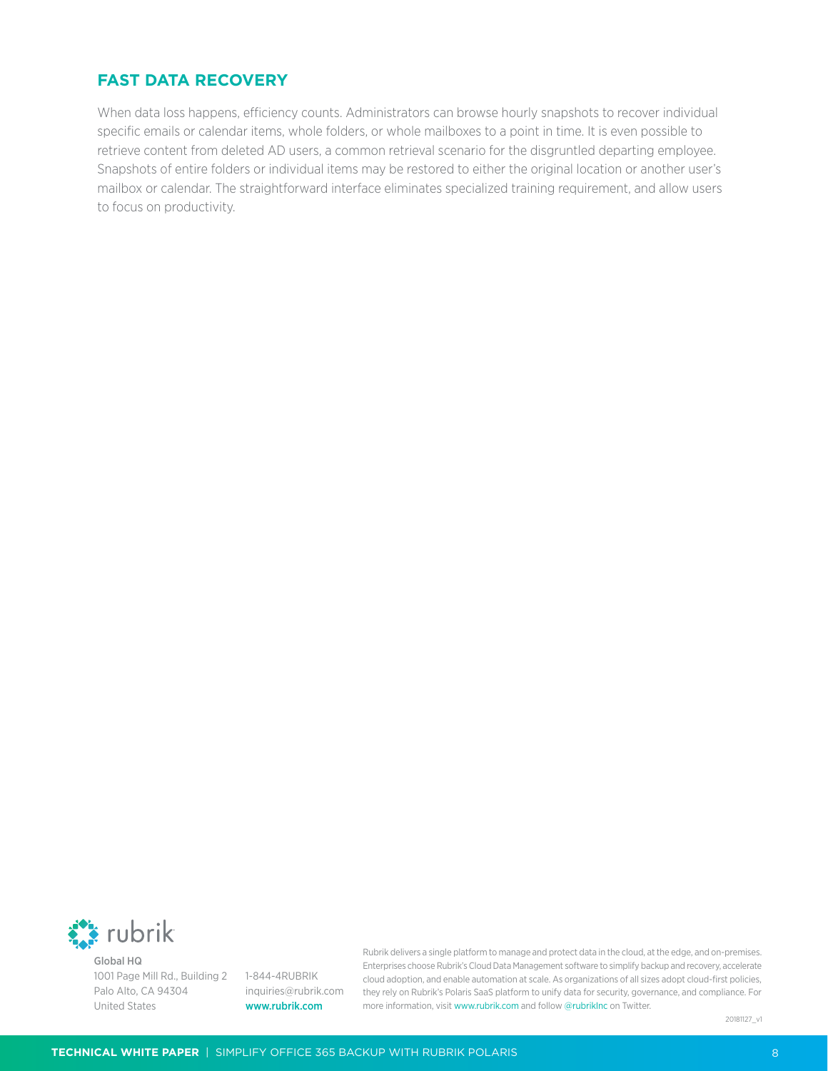## FAST DATA RECOVERY

When data loss happens, efficiency counts. Administrators can browse hourly snapshots to recover individual specific emails or calendar items, whole folders, or whole mailboxes to a point in time. It is even possible to retrieve content from deleted AD users, a common retrieval scenario for the disgruntled departing employee. Snapshots of entire folders or individual items may be restored to either the original location or another user's mailbox or calendar. The straightforward interface eliminates specialized training requirement, and allow users to focus on productivity.

rubrik

Global HQ
1001 Page Mill Rd., Building 2
Palo Alto, CA 94304
United States

1-844-4RUBRIK
inquiries@rubrik.com
www.rubrik.com

Rubrik delivers a single platform to manage and protect data in the cloud, at the edge, and on-premises. Enterprises choose Rubrik's Cloud Data Management software to simplify backup and recovery, accelerate cloud adoption, and enable automation at scale. As organizations of all sizes adopt cloud-first policies, they rely on Rubrik's Polaris SaaS platform to unify data for security, governance, and compliance. For more information, visit www.rubrik.com and follow @rubrikInc on Twitter.

20181127_v1